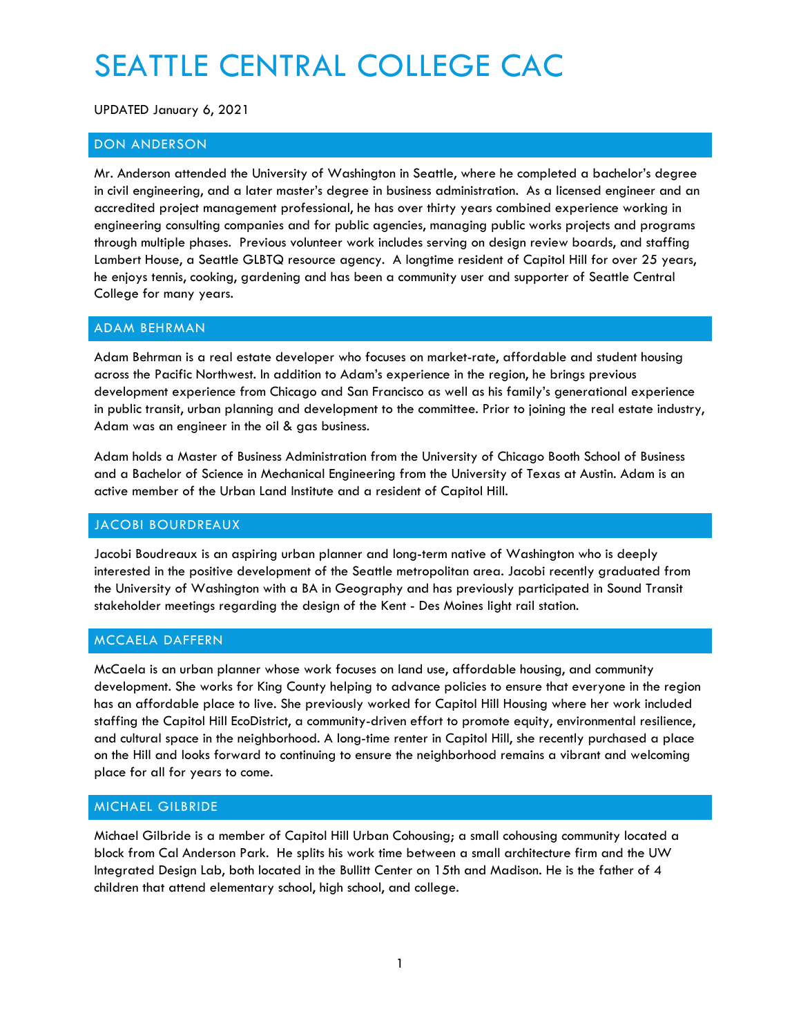# SEATTLE CENTRAL COLLEGE CAC

UPDATED January 6, 2021

## DON ANDERSON

Mr. Anderson attended the University of Washington in Seattle, where he completed a bachelor's degree in civil engineering, and a later master's degree in business administration. As a licensed engineer and an accredited project management professional, he has over thirty years combined experience working in engineering consulting companies and for public agencies, managing public works projects and programs through multiple phases. Previous volunteer work includes serving on design review boards, and staffing Lambert House, a Seattle GLBTQ resource agency. A longtime resident of Capitol Hill for over 25 years, he enjoys tennis, cooking, gardening and has been a community user and supporter of Seattle Central College for many years.

## ADAM BEHRMAN

Adam Behrman is a real estate developer who focuses on market-rate, affordable and student housing across the Pacific Northwest. In addition to Adam's experience in the region, he brings previous development experience from Chicago and San Francisco as well as his family's generational experience in public transit, urban planning and development to the committee. Prior to joining the real estate industry, Adam was an engineer in the oil & gas business.

Adam holds a Master of Business Administration from the University of Chicago Booth School of Business and a Bachelor of Science in Mechanical Engineering from the University of Texas at Austin. Adam is an active member of the Urban Land Institute and a resident of Capitol Hill.

## JACOBI BOURDREAUX

Jacobi Boudreaux is an aspiring urban planner and long-term native of Washington who is deeply interested in the positive development of the Seattle metropolitan area. Jacobi recently graduated from the University of Washington with a BA in Geography and has previously participated in Sound Transit stakeholder meetings regarding the design of the Kent - Des Moines light rail station.

## MCCAELA DAFFERN

McCaela is an urban planner whose work focuses on land use, affordable housing, and community development. She works for King County helping to advance policies to ensure that everyone in the region has an affordable place to live. She previously worked for Capitol Hill Housing where her work included staffing the Capitol Hill EcoDistrict, a community-driven effort to promote equity, environmental resilience, and cultural space in the neighborhood. A long-time renter in Capitol Hill, she recently purchased a place on the Hill and looks forward to continuing to ensure the neighborhood remains a vibrant and welcoming place for all for years to come.

## MICHAEL GILBRIDE

Michael Gilbride is a member of Capitol Hill Urban Cohousing; a small cohousing community located a block from Cal Anderson Park. He splits his work time between a small architecture firm and the UW Integrated Design Lab, both located in the Bullitt Center on 15th and Madison. He is the father of 4 children that attend elementary school, high school, and college.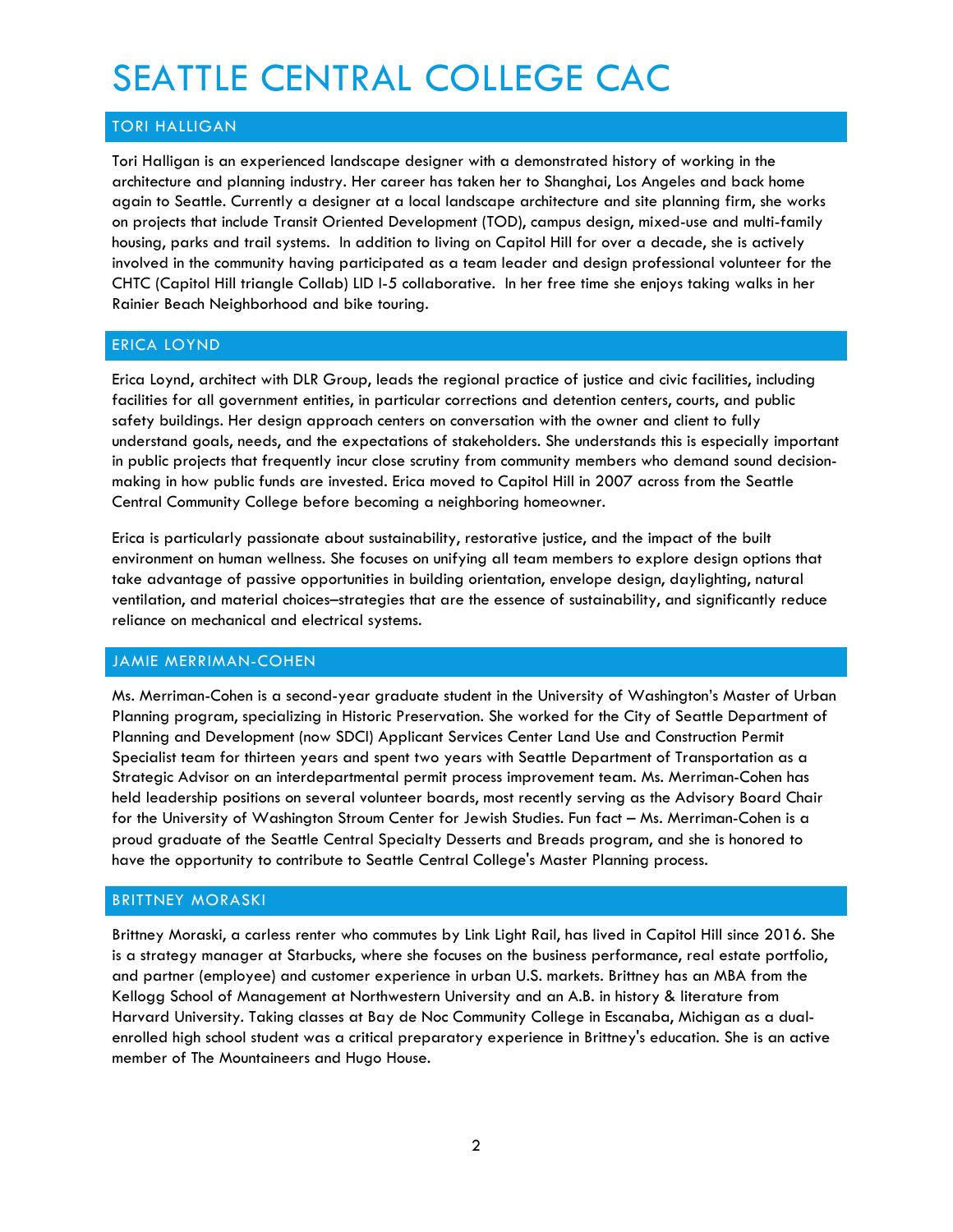# SEATTLE CENTRAL COLLEGE CAC

## TORI HALLIGAN

Tori Halligan is an experienced landscape designer with a demonstrated history of working in the architecture and planning industry. Her career has taken her to Shanghai, Los Angeles and back home again to Seattle. Currently a designer at a local landscape architecture and site planning firm, she works on projects that include Transit Oriented Development (TOD), campus design, mixed-use and multi-family housing, parks and trail systems. In addition to living on Capitol Hill for over a decade, she is actively involved in the community having participated as a team leader and design professional volunteer for the CHTC (Capitol Hill triangle Collab) LID I-5 collaborative. In her free time she enjoys taking walks in her Rainier Beach Neighborhood and bike touring.

## ERICA LOYND

Erica Loynd, architect with DLR Group, leads the regional practice of justice and civic facilities, including facilities for all government entities, in particular corrections and detention centers, courts, and public safety buildings. Her design approach centers on conversation with the owner and client to fully understand goals, needs, and the expectations of stakeholders. She understands this is especially important in public projects that frequently incur close scrutiny from community members who demand sound decision-making in how public funds are invested. Erica moved to Capitol Hill in 2007 across from the Seattle Central Community College before becoming a neighboring homeowner.

Erica is particularly passionate about sustainability, restorative justice, and the impact of the built environment on human wellness. She focuses on unifying all team members to explore design options that take advantage of passive opportunities in building orientation, envelope design, daylighting, natural ventilation, and material choices–strategies that are the essence of sustainability, and significantly reduce reliance on mechanical and electrical systems.

## JAMIE MERRIMAN-COHEN

Ms. Merriman-Cohen is a second-year graduate student in the University of Washington's Master of Urban Planning program, specializing in Historic Preservation. She worked for the City of Seattle Department of Planning and Development (now SDCI) Applicant Services Center Land Use and Construction Permit Specialist team for thirteen years and spent two years with Seattle Department of Transportation as a Strategic Advisor on an interdepartmental permit process improvement team. Ms. Merriman-Cohen has held leadership positions on several volunteer boards, most recently serving as the Advisory Board Chair for the University of Washington Stroum Center for Jewish Studies. Fun fact – Ms. Merriman-Cohen is a proud graduate of the Seattle Central Specialty Desserts and Breads program, and she is honored to have the opportunity to contribute to Seattle Central College's Master Planning process.

## BRITTNEY MORASKI

Brittney Moraski, a carless renter who commutes by Link Light Rail, has lived in Capitol Hill since 2016. She is a strategy manager at Starbucks, where she focuses on the business performance, real estate portfolio, and partner (employee) and customer experience in urban U.S. markets. Brittney has an MBA from the Kellogg School of Management at Northwestern University and an A.B. in history & literature from Harvard University. Taking classes at Bay de Noc Community College in Escanaba, Michigan as a dual-enrolled high school student was a critical preparatory experience in Brittney's education. She is an active member of The Mountaineers and Hugo House.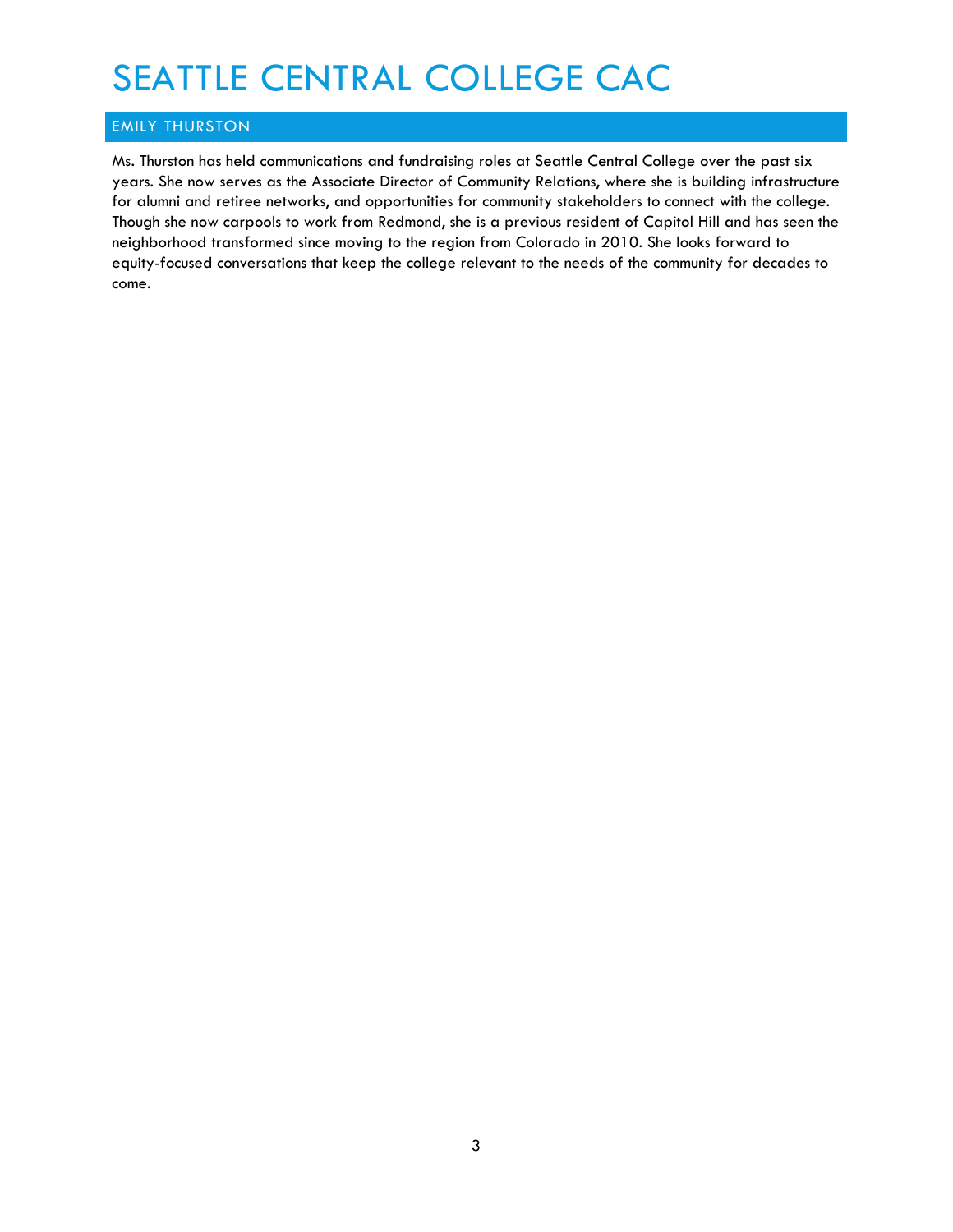# SEATTLE CENTRAL COLLEGE CAC

## EMILY THURSTON

Ms. Thurston has held communications and fundraising roles at Seattle Central College over the past six years. She now serves as the Associate Director of Community Relations, where she is building infrastructure for alumni and retiree networks, and opportunities for community stakeholders to connect with the college. Though she now carpools to work from Redmond, she is a previous resident of Capitol Hill and has seen the neighborhood transformed since moving to the region from Colorado in 2010. She looks forward to equity-focused conversations that keep the college relevant to the needs of the community for decades to come.